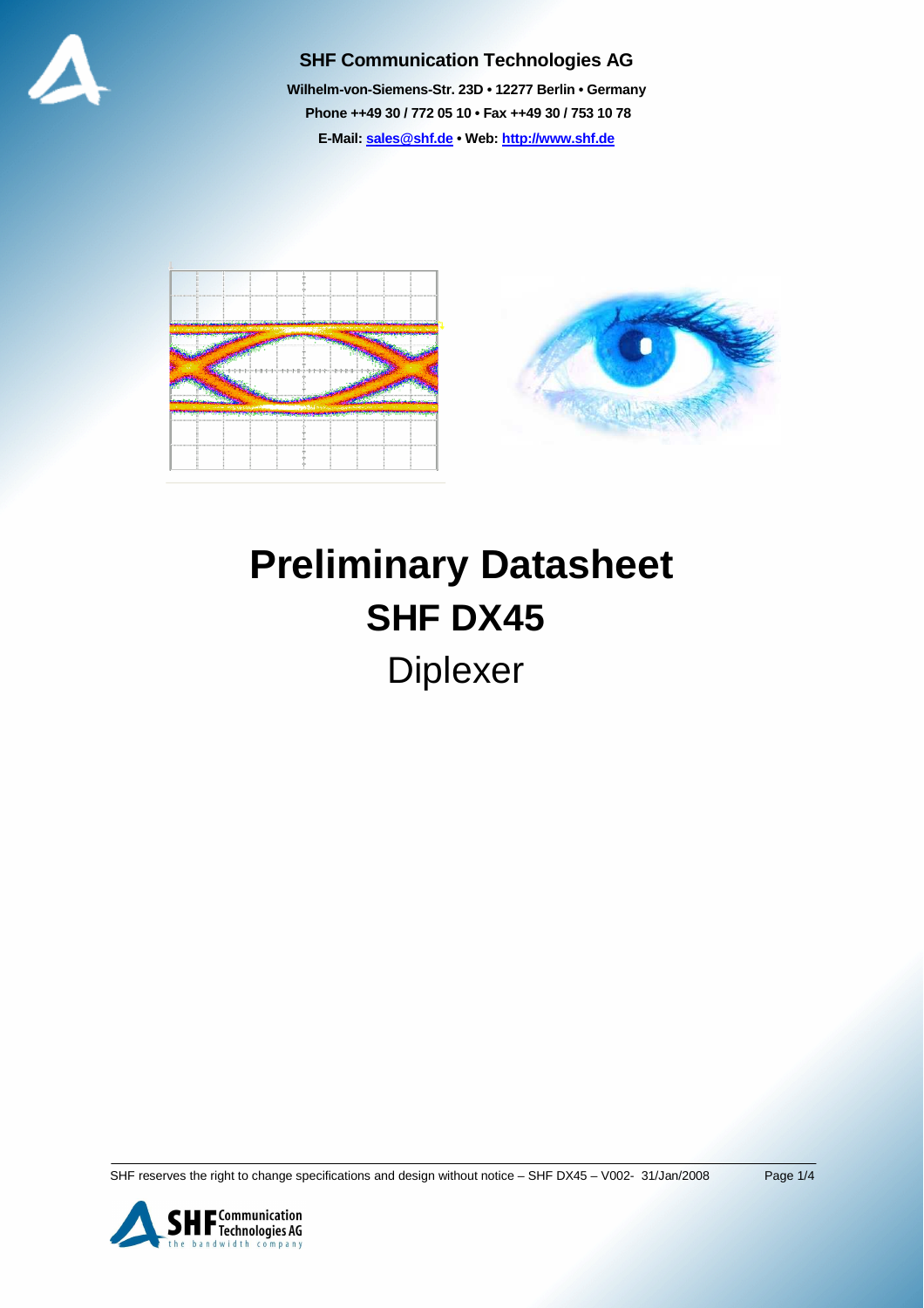**SHF Communication Technologies AG**

**Wilhelm-von-Siemens-Str. 23D • 12277 Berlin • Germany**

**Phone ++49 30 / 772 05 10 • Fax ++49 30 / 753 10 78**

**E-Mail: sales@shf.de • Web: http://www.shf.de**

# Preliminary Datasheet

## SHF DX45

Diplexer

SHF reserves the right to change specifications and design without notice – SHF DX45 – V002- 31/Jan/2008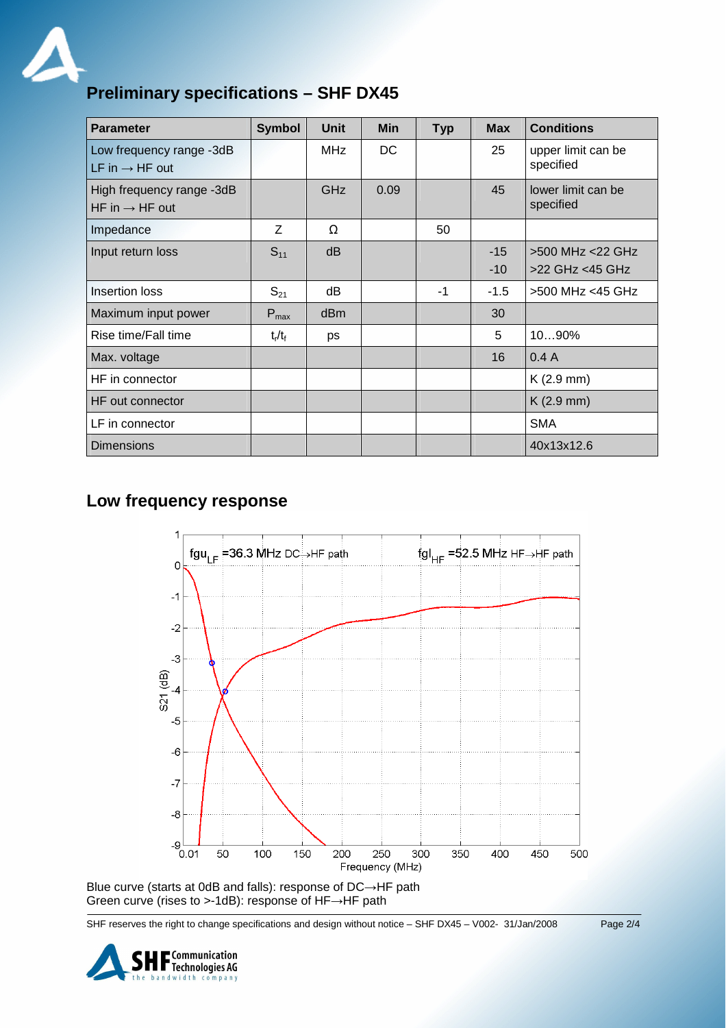# Preliminary specifications – SHF DX45

| Parameter | Symbol | Unit | Min | Typ | Max | Conditions |
|---|---|---|---|---|---|---|
| Low frequency range -3dB<br>LF in → HF out | | MHz | DC | | 25 | upper limit can be specified |
| High frequency range -3dB<br>HF in → HF out | | GHz | 0.09 | | 45 | lower limit can be specified |
| Impedance | Z | Ω | | 50 | | |
| Input return loss | $S_{11}$ | dB | | | -15<br>-10 | >500 MHz <22 GHz<br>>22 GHz <45 GHz |
| Insertion loss | $S_{21}$ | dB | | -1 | -1.5 | >500 MHz <45 GHz |
| Maximum input power | $P_{max}$ | dBm | | | 30 | |
| Rise time/Fall time | $t_r/t_f$ | ps | | | 5 | 10…90% |
| Max. voltage | | | | | 16 | 0.4 A |
| HF in connector | | | | | | K (2.9 mm) |
| HF out connector | | | | | | K (2.9 mm) |
| LF in connector | | | | | | SMA |
| Dimensions | | | | | | 40x13x12.6 |

## Low frequency response

Blue curve (starts at 0dB and falls): response of DC→HF path
Green curve (rises to >-1dB): response of HF→HF path

SHF reserves the right to change specifications and design without notice – SHF DX45 – V002- 31/Jan/2008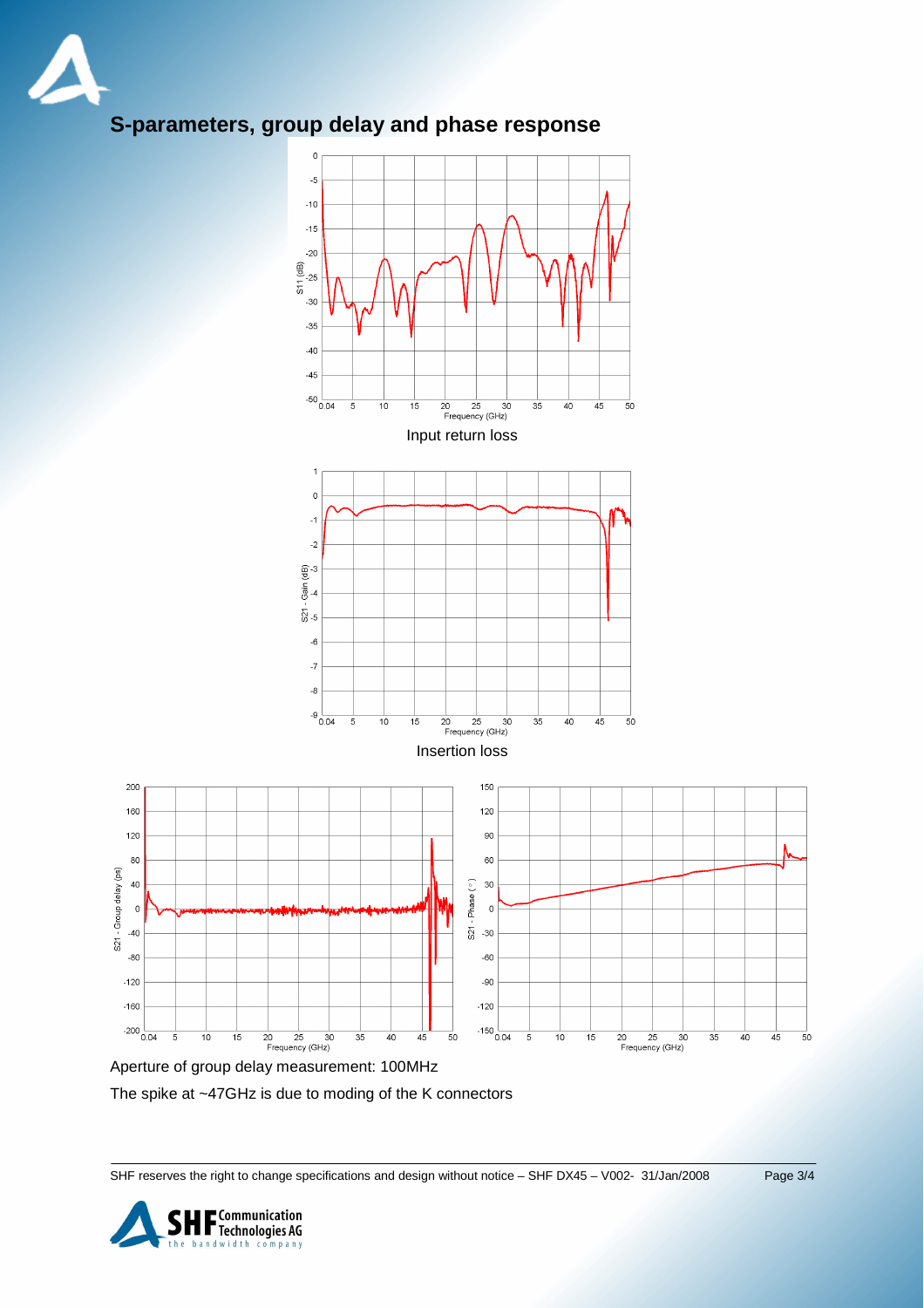## S-parameters, group delay and phase response

Input return loss

Insertion loss

Aperture of group delay measurement: 100MHz

The spike at ~47GHz is due to moding of the K connectors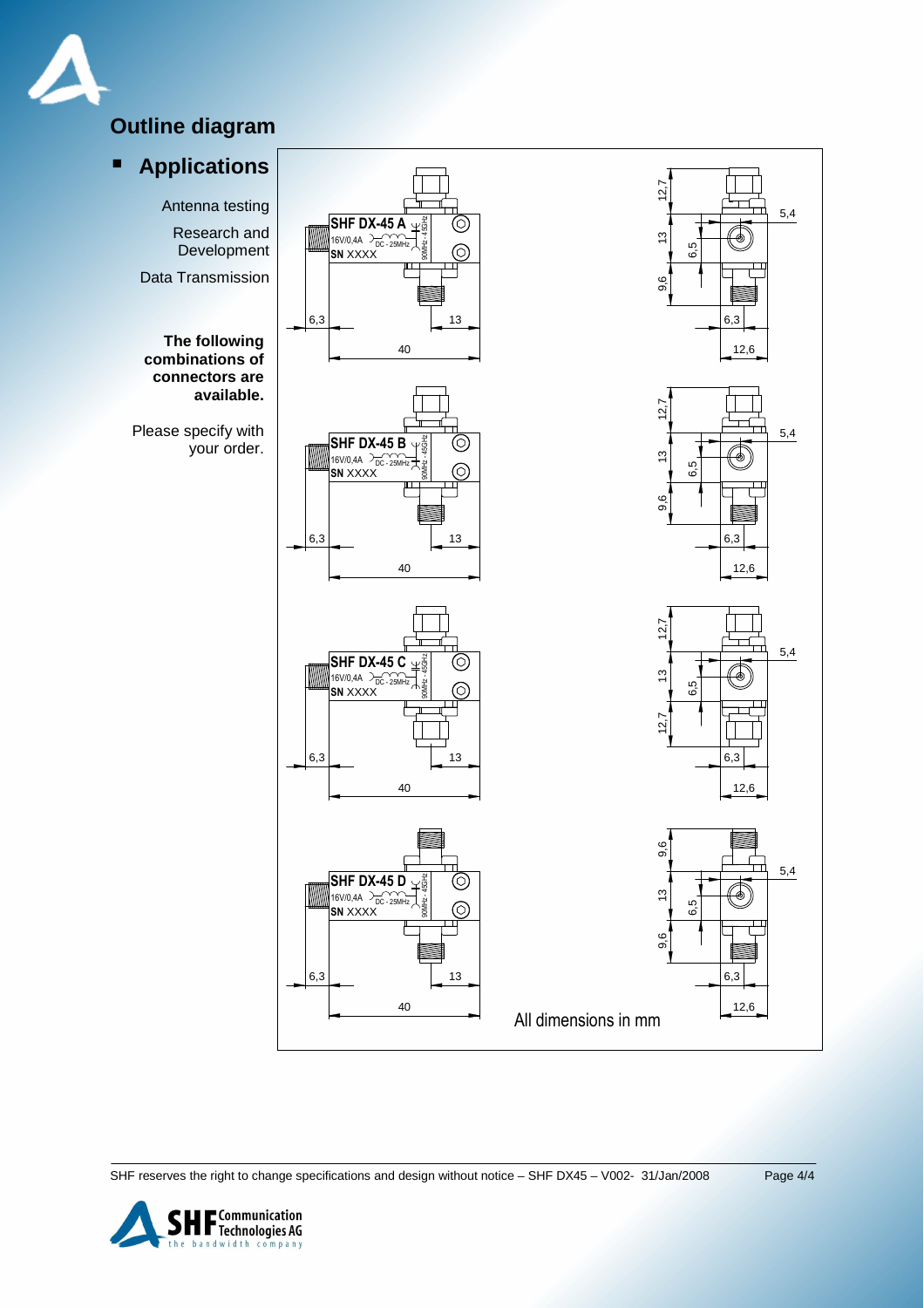## Outline diagram

- **Applications**

Antenna testing

Research and Development

Data Transmission

**The following combinations of connectors are available.**

Please specify with your order.

SHF DX-45 A
16V/0,4A
DC - 25MHz
900MHz - 45GHz
SN XXXX
6,3
13
40
12,7
13
6,5
9,6
5,4
6,3
12,6

SHF DX-45 B
16V/0,4A
DC - 25MHz
900MHz - 45GHz
SN XXXX
6,3
13
40
12,7
13
6,5
9,6
5,4
6,3
12,6

SHF DX-45 C
16V/0,4A
DC - 25MHz
900MHz - 45GHz
SN XXXX
6,3
13
40
12,7
13
6,5
12,7
5,4
6,3
12,6

SHF DX-45 D
16V/0,4A
DC - 25MHz
900MHz - 45GHz
SN XXXX
6,3
13
40
9,6
13
6,5
9,6
5,4
6,3
12,6

All dimensions in mm

SHF reserves the right to change specifications and design without notice – SHF DX45 – V002- 31/Jan/2008